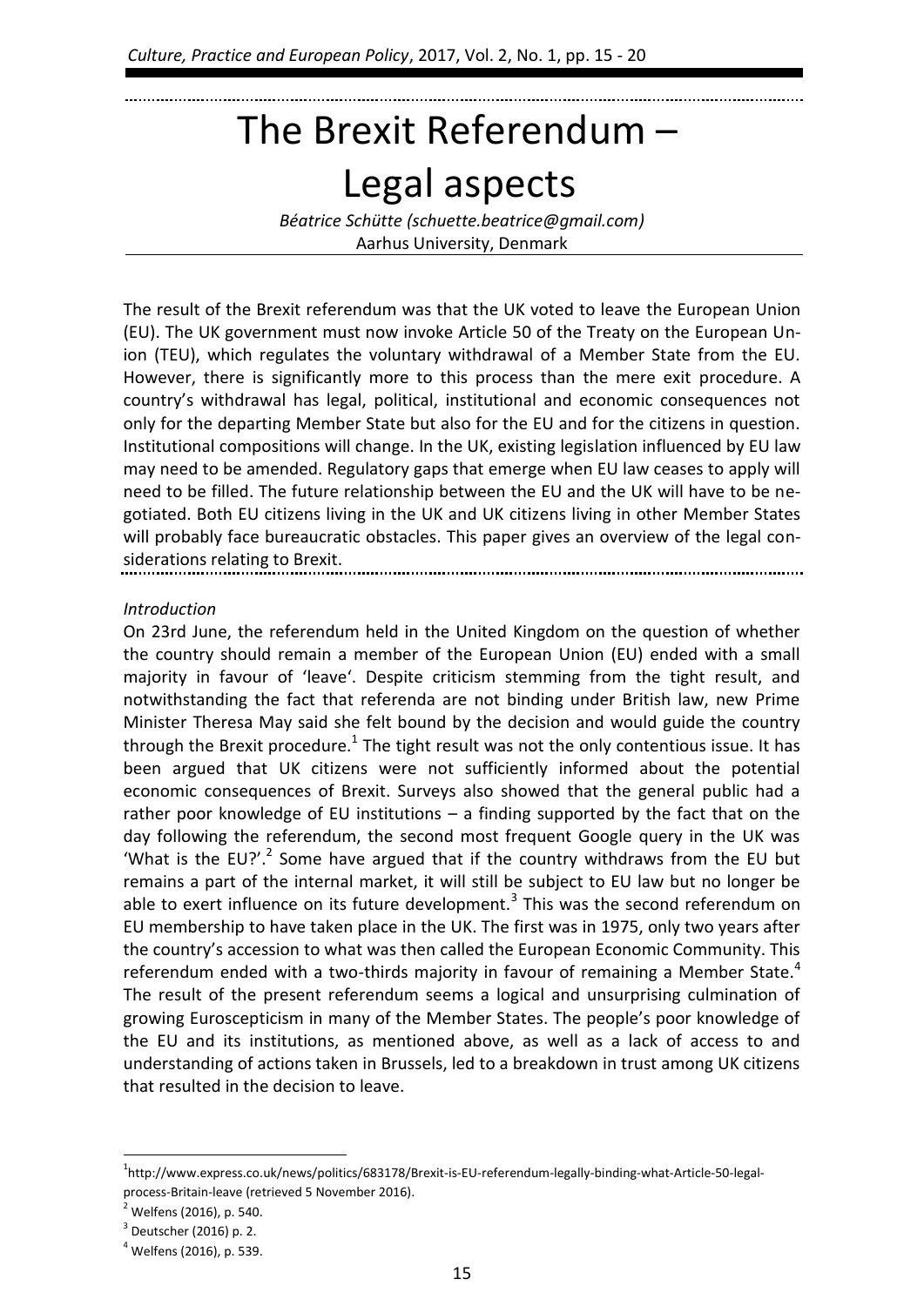# The Brexit Referendum – Legal aspects

*Béatrice Schütte (schuette.beatrice@gmail.com)*
Aarhus University, Denmark

The result of the Brexit referendum was that the UK voted to leave the European Union (EU). The UK government must now invoke Article 50 of the Treaty on the European Union (TEU), which regulates the voluntary withdrawal of a Member State from the EU. However, there is significantly more to this process than the mere exit procedure. A country's withdrawal has legal, political, institutional and economic consequences not only for the departing Member State but also for the EU and for the citizens in question. Institutional compositions will change. In the UK, existing legislation influenced by EU law may need to be amended. Regulatory gaps that emerge when EU law ceases to apply will need to be filled. The future relationship between the EU and the UK will have to be negotiated. Both EU citizens living in the UK and UK citizens living in other Member States will probably face bureaucratic obstacles. This paper gives an overview of the legal considerations relating to Brexit.

*Introduction*

On 23rd June, the referendum held in the United Kingdom on the question of whether the country should remain a member of the European Union (EU) ended with a small majority in favour of 'leave'. Despite criticism stemming from the tight result, and notwithstanding the fact that referenda are not binding under British law, new Prime Minister Theresa May said she felt bound by the decision and would guide the country through the Brexit procedure.[1] The tight result was not the only contentious issue. It has been argued that UK citizens were not sufficiently informed about the potential economic consequences of Brexit. Surveys also showed that the general public had a rather poor knowledge of EU institutions – a finding supported by the fact that on the day following the referendum, the second most frequent Google query in the UK was 'What is the EU?'.[2] Some have argued that if the country withdraws from the EU but remains a part of the internal market, it will still be subject to EU law but no longer be able to exert influence on its future development.[3] This was the second referendum on EU membership to have taken place in the UK. The first was in 1975, only two years after the country's accession to what was then called the European Economic Community. This referendum ended with a two-thirds majority in favour of remaining a Member State.[4] The result of the present referendum seems a logical and unsurprising culmination of growing Euroscepticism in many of the Member States. The people's poor knowledge of the EU and its institutions, as mentioned above, as well as a lack of access to and understanding of actions taken in Brussels, led to a breakdown in trust among UK citizens that resulted in the decision to leave.

[1] http://www.express.co.uk/news/politics/683178/Brexit-is-EU-referendum-legally-binding-what-Article-50-legal-process-Britain-leave (retrieved 5 November 2016).

[2] Welfens (2016), p. 540.

[3] Deutscher (2016) p. 2.

[4] Welfens (2016), p. 539.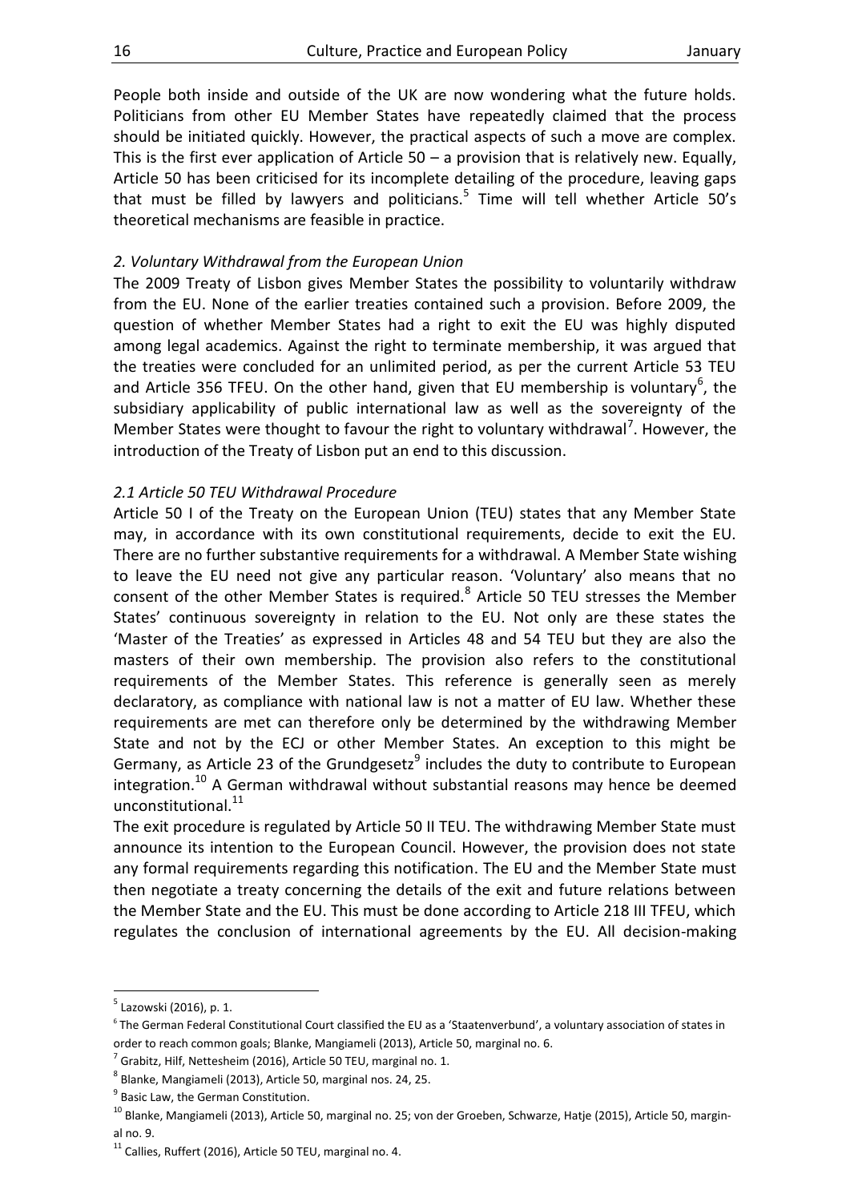People both inside and outside of the UK are now wondering what the future holds. Politicians from other EU Member States have repeatedly claimed that the process should be initiated quickly. However, the practical aspects of such a move are complex. This is the first ever application of Article 50 – a provision that is relatively new. Equally, Article 50 has been criticised for its incomplete detailing of the procedure, leaving gaps that must be filled by lawyers and politicians.[5] Time will tell whether Article 50's theoretical mechanisms are feasible in practice.

### *2. Voluntary Withdrawal from the European Union*

The 2009 Treaty of Lisbon gives Member States the possibility to voluntarily withdraw from the EU. None of the earlier treaties contained such a provision. Before 2009, the question of whether Member States had a right to exit the EU was highly disputed among legal academics. Against the right to terminate membership, it was argued that the treaties were concluded for an unlimited period, as per the current Article 53 TEU and Article 356 TFEU. On the other hand, given that EU membership is voluntary[6], the subsidiary applicability of public international law as well as the sovereignty of the Member States were thought to favour the right to voluntary withdrawal[7]. However, the introduction of the Treaty of Lisbon put an end to this discussion.

#### *2.1 Article 50 TEU Withdrawal Procedure*

Article 50 I of the Treaty on the European Union (TEU) states that any Member State may, in accordance with its own constitutional requirements, decide to exit the EU. There are no further substantive requirements for a withdrawal. A Member State wishing to leave the EU need not give any particular reason. 'Voluntary' also means that no consent of the other Member States is required.[8] Article 50 TEU stresses the Member States' continuous sovereignty in relation to the EU. Not only are these states the 'Master of the Treaties' as expressed in Articles 48 and 54 TEU but they are also the masters of their own membership. The provision also refers to the constitutional requirements of the Member States. This reference is generally seen as merely declaratory, as compliance with national law is not a matter of EU law. Whether these requirements are met can therefore only be determined by the withdrawing Member State and not by the ECJ or other Member States. An exception to this might be Germany, as Article 23 of the Grundgesetz[9] includes the duty to contribute to European integration.[10] A German withdrawal without substantial reasons may hence be deemed unconstitutional.[11]

The exit procedure is regulated by Article 50 II TEU. The withdrawing Member State must announce its intention to the European Council. However, the provision does not state any formal requirements regarding this notification. The EU and the Member State must then negotiate a treaty concerning the details of the exit and future relations between the Member State and the EU. This must be done according to Article 218 III TFEU, which regulates the conclusion of international agreements by the EU. All decision-making

---

[5] Lazowski (2016), p. 1.

[6] The German Federal Constitutional Court classified the EU as a 'Staatenverbund', a voluntary association of states in order to reach common goals; Blanke, Mangiameli (2013), Article 50, marginal no. 6.

[7] Grabitz, Hilf, Nettesheim (2016), Article 50 TEU, marginal no. 1.

[8] Blanke, Mangiameli (2013), Article 50, marginal nos. 24, 25.

[9] Basic Law, the German Constitution.

[10] Blanke, Mangiameli (2013), Article 50, marginal no. 25; von der Groeben, Schwarze, Hatje (2015), Article 50, marginal no. 9.

[11] Callies, Ruffert (2016), Article 50 TEU, marginal no. 4.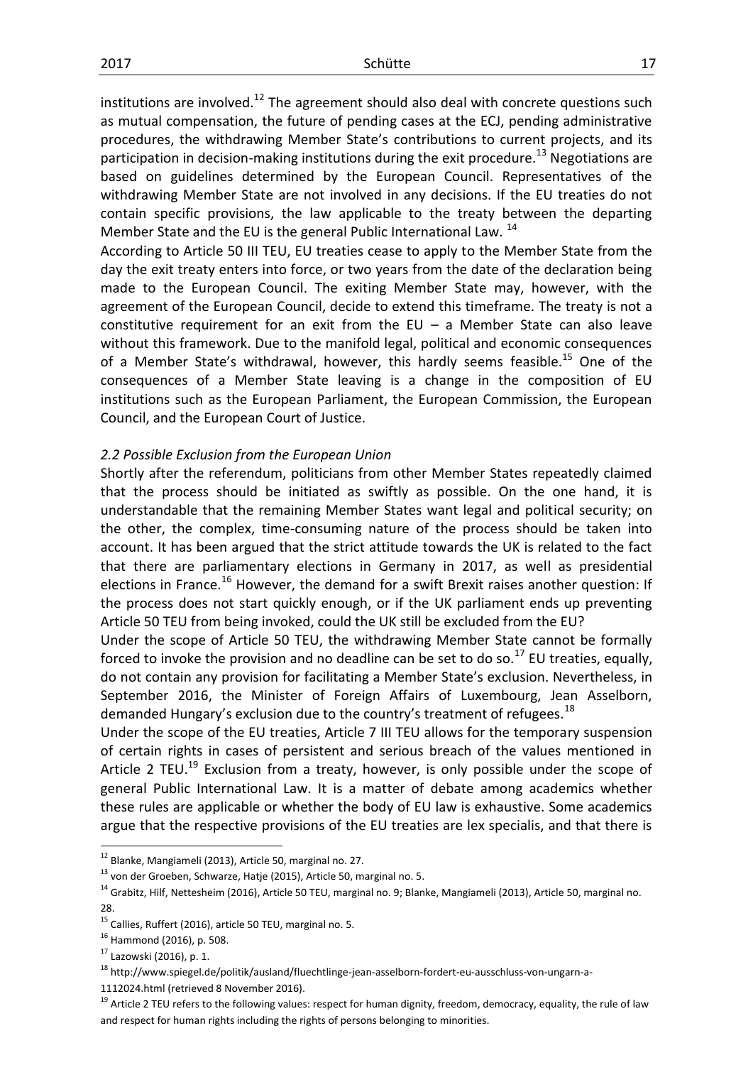institutions are involved.[12] The agreement should also deal with concrete questions such as mutual compensation, the future of pending cases at the ECJ, pending administrative procedures, the withdrawing Member State's contributions to current projects, and its participation in decision-making institutions during the exit procedure.[13] Negotiations are based on guidelines determined by the European Council. Representatives of the withdrawing Member State are not involved in any decisions. If the EU treaties do not contain specific provisions, the law applicable to the treaty between the departing Member State and the EU is the general Public International Law. [14]

According to Article 50 III TEU, EU treaties cease to apply to the Member State from the day the exit treaty enters into force, or two years from the date of the declaration being made to the European Council. The exiting Member State may, however, with the agreement of the European Council, decide to extend this timeframe. The treaty is not a constitutive requirement for an exit from the EU – a Member State can also leave without this framework. Due to the manifold legal, political and economic consequences of a Member State's withdrawal, however, this hardly seems feasible.[15] One of the consequences of a Member State leaving is a change in the composition of EU institutions such as the European Parliament, the European Commission, the European Council, and the European Court of Justice.

### *2.2 Possible Exclusion from the European Union*

Shortly after the referendum, politicians from other Member States repeatedly claimed that the process should be initiated as swiftly as possible. On the one hand, it is understandable that the remaining Member States want legal and political security; on the other, the complex, time-consuming nature of the process should be taken into account. It has been argued that the strict attitude towards the UK is related to the fact that there are parliamentary elections in Germany in 2017, as well as presidential elections in France.[16] However, the demand for a swift Brexit raises another question: If the process does not start quickly enough, or if the UK parliament ends up preventing Article 50 TEU from being invoked, could the UK still be excluded from the EU?

Under the scope of Article 50 TEU, the withdrawing Member State cannot be formally forced to invoke the provision and no deadline can be set to do so.[17] EU treaties, equally, do not contain any provision for facilitating a Member State's exclusion. Nevertheless, in September 2016, the Minister of Foreign Affairs of Luxembourg, Jean Asselborn, demanded Hungary's exclusion due to the country's treatment of refugees.[18]

Under the scope of the EU treaties, Article 7 III TEU allows for the temporary suspension of certain rights in cases of persistent and serious breach of the values mentioned in Article 2 TEU.[19] Exclusion from a treaty, however, is only possible under the scope of general Public International Law. It is a matter of debate among academics whether these rules are applicable or whether the body of EU law is exhaustive. Some academics argue that the respective provisions of the EU treaties are lex specialis, and that there is

---

[12] Blanke, Mangiameli (2013), Article 50, marginal no. 27.

[13] von der Groeben, Schwarze, Hatje (2015), Article 50, marginal no. 5.

[14] Grabitz, Hilf, Nettesheim (2016), Article 50 TEU, marginal no. 9; Blanke, Mangiameli (2013), Article 50, marginal no. 28.

[15] Callies, Ruffert (2016), article 50 TEU, marginal no. 5.

[16] Hammond (2016), p. 508.

[17] Lazowski (2016), p. 1.

[18] http://www.spiegel.de/politik/ausland/fluechtlinge-jean-asselborn-fordert-eu-ausschluss-von-ungarn-a-1112024.html (retrieved 8 November 2016).

[19] Article 2 TEU refers to the following values: respect for human dignity, freedom, democracy, equality, the rule of law and respect for human rights including the rights of persons belonging to minorities.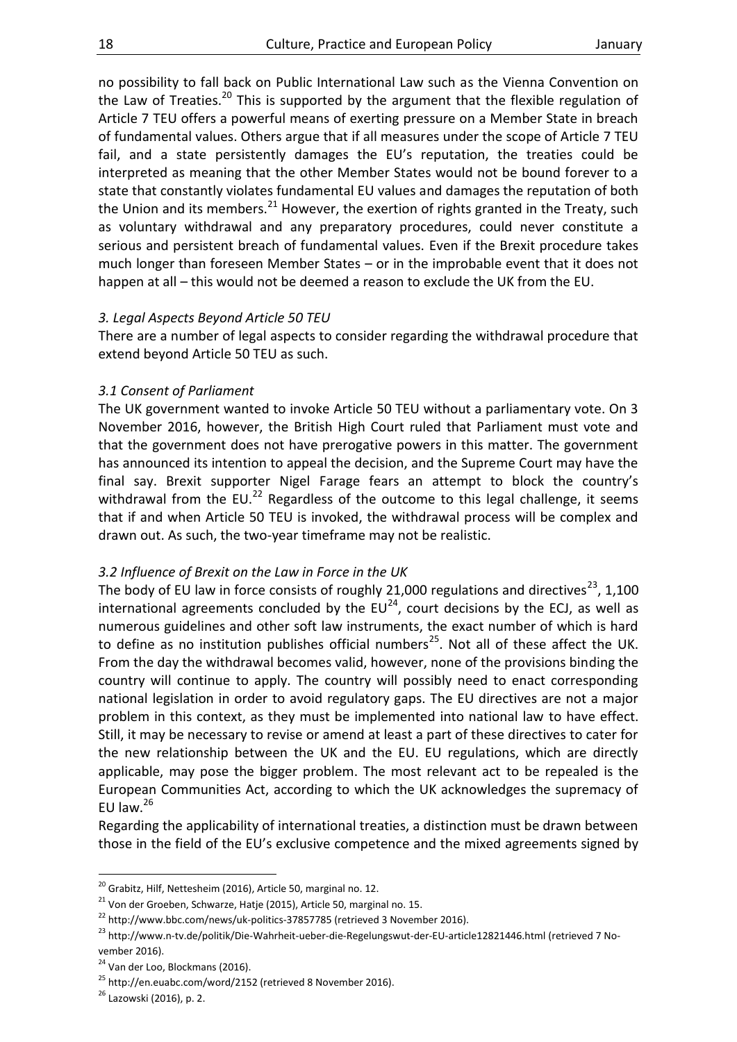no possibility to fall back on Public International Law such as the Vienna Convention on the Law of Treaties.[20] This is supported by the argument that the flexible regulation of Article 7 TEU offers a powerful means of exerting pressure on a Member State in breach of fundamental values. Others argue that if all measures under the scope of Article 7 TEU fail, and a state persistently damages the EU's reputation, the treaties could be interpreted as meaning that the other Member States would not be bound forever to a state that constantly violates fundamental EU values and damages the reputation of both the Union and its members.[21] However, the exertion of rights granted in the Treaty, such as voluntary withdrawal and any preparatory procedures, could never constitute a serious and persistent breach of fundamental values. Even if the Brexit procedure takes much longer than foreseen Member States – or in the improbable event that it does not happen at all – this would not be deemed a reason to exclude the UK from the EU.

### *3. Legal Aspects Beyond Article 50 TEU*

There are a number of legal aspects to consider regarding the withdrawal procedure that extend beyond Article 50 TEU as such.

#### *3.1 Consent of Parliament*

The UK government wanted to invoke Article 50 TEU without a parliamentary vote. On 3 November 2016, however, the British High Court ruled that Parliament must vote and that the government does not have prerogative powers in this matter. The government has announced its intention to appeal the decision, and the Supreme Court may have the final say. Brexit supporter Nigel Farage fears an attempt to block the country's withdrawal from the EU.[22] Regardless of the outcome to this legal challenge, it seems that if and when Article 50 TEU is invoked, the withdrawal process will be complex and drawn out. As such, the two-year timeframe may not be realistic.

#### *3.2 Influence of Brexit on the Law in Force in the UK*

The body of EU law in force consists of roughly 21,000 regulations and directives[23], 1,100 international agreements concluded by the EU[24], court decisions by the ECJ, as well as numerous guidelines and other soft law instruments, the exact number of which is hard to define as no institution publishes official numbers[25]. Not all of these affect the UK. From the day the withdrawal becomes valid, however, none of the provisions binding the country will continue to apply. The country will possibly need to enact corresponding national legislation in order to avoid regulatory gaps. The EU directives are not a major problem in this context, as they must be implemented into national law to have effect. Still, it may be necessary to revise or amend at least a part of these directives to cater for the new relationship between the UK and the EU. EU regulations, which are directly applicable, may pose the bigger problem. The most relevant act to be repealed is the European Communities Act, according to which the UK acknowledges the supremacy of EU law.[26]

Regarding the applicability of international treaties, a distinction must be drawn between those in the field of the EU's exclusive competence and the mixed agreements signed by

---

[20] Grabitz, Hilf, Nettesheim (2016), Article 50, marginal no. 12.

[21] Von der Groeben, Schwarze, Hatje (2015), Article 50, marginal no. 15.

[22] http://www.bbc.com/news/uk-politics-37857785 (retrieved 3 November 2016).

[23] http://www.n-tv.de/politik/Die-Wahrheit-ueber-die-Regelungswut-der-EU-article12821446.html (retrieved 7 November 2016).

[24] Van der Loo, Blockmans (2016).

[25] http://en.euabc.com/word/2152 (retrieved 8 November 2016).

[26] Lazowski (2016), p. 2.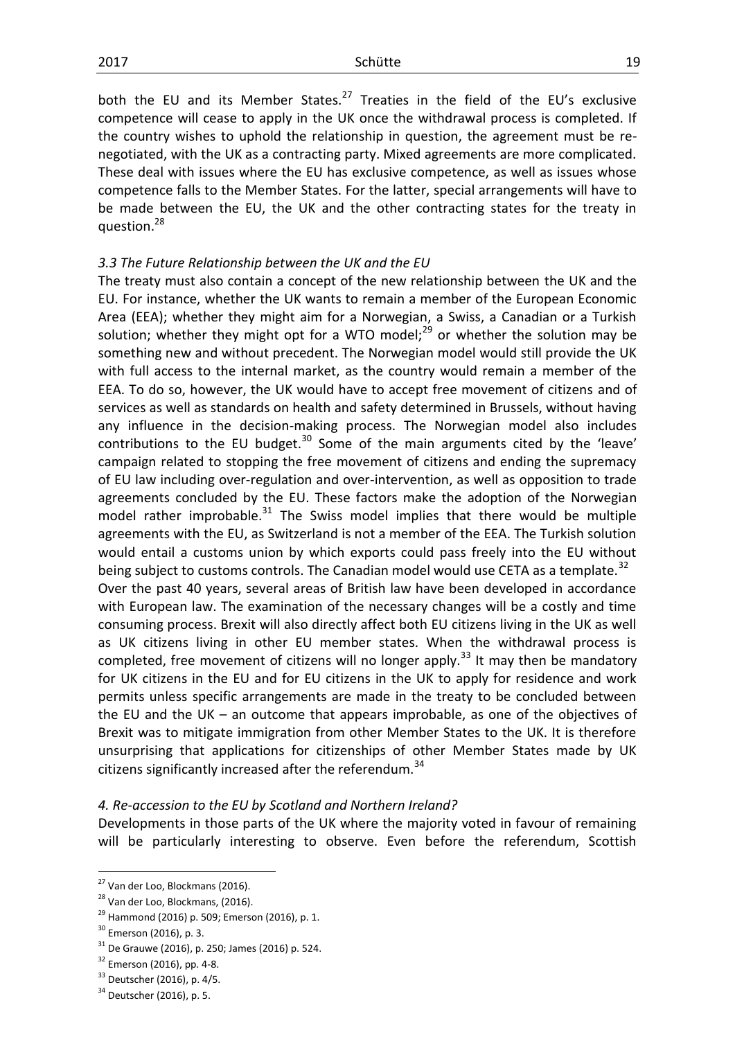both the EU and its Member States.[27] Treaties in the field of the EU's exclusive competence will cease to apply in the UK once the withdrawal process is completed. If the country wishes to uphold the relationship in question, the agreement must be re-negotiated, with the UK as a contracting party. Mixed agreements are more complicated. These deal with issues where the EU has exclusive competence, as well as issues whose competence falls to the Member States. For the latter, special arrangements will have to be made between the EU, the UK and the other contracting states for the treaty in question.[28]

### *3.3 The Future Relationship between the UK and the EU*

The treaty must also contain a concept of the new relationship between the UK and the EU. For instance, whether the UK wants to remain a member of the European Economic Area (EEA); whether they might aim for a Norwegian, a Swiss, a Canadian or a Turkish solution; whether they might opt for a WTO model;[29] or whether the solution may be something new and without precedent. The Norwegian model would still provide the UK with full access to the internal market, as the country would remain a member of the EEA. To do so, however, the UK would have to accept free movement of citizens and of services as well as standards on health and safety determined in Brussels, without having any influence in the decision-making process. The Norwegian model also includes contributions to the EU budget.[30] Some of the main arguments cited by the 'leave' campaign related to stopping the free movement of citizens and ending the supremacy of EU law including over-regulation and over-intervention, as well as opposition to trade agreements concluded by the EU. These factors make the adoption of the Norwegian model rather improbable.[31] The Swiss model implies that there would be multiple agreements with the EU, as Switzerland is not a member of the EEA. The Turkish solution would entail a customs union by which exports could pass freely into the EU without being subject to customs controls. The Canadian model would use CETA as a template.[32]

Over the past 40 years, several areas of British law have been developed in accordance with European law. The examination of the necessary changes will be a costly and time consuming process. Brexit will also directly affect both EU citizens living in the UK as well as UK citizens living in other EU member states. When the withdrawal process is completed, free movement of citizens will no longer apply.[33] It may then be mandatory for UK citizens in the EU and for EU citizens in the UK to apply for residence and work permits unless specific arrangements are made in the treaty to be concluded between the EU and the UK – an outcome that appears improbable, as one of the objectives of Brexit was to mitigate immigration from other Member States to the UK. It is therefore unsurprising that applications for citizenships of other Member States made by UK citizens significantly increased after the referendum.[34]

## *4. Re-accession to the EU by Scotland and Northern Ireland?*

Developments in those parts of the UK where the majority voted in favour of remaining will be particularly interesting to observe. Even before the referendum, Scottish

---

[27] Van der Loo, Blockmans (2016).

[28] Van der Loo, Blockmans, (2016).

[29] Hammond (2016) p. 509; Emerson (2016), p. 1.

[30] Emerson (2016), p. 3.

[31] De Grauwe (2016), p. 250; James (2016) p. 524.

[32] Emerson (2016), pp. 4-8.

[33] Deutscher (2016), p. 4/5.

[34] Deutscher (2016), p. 5.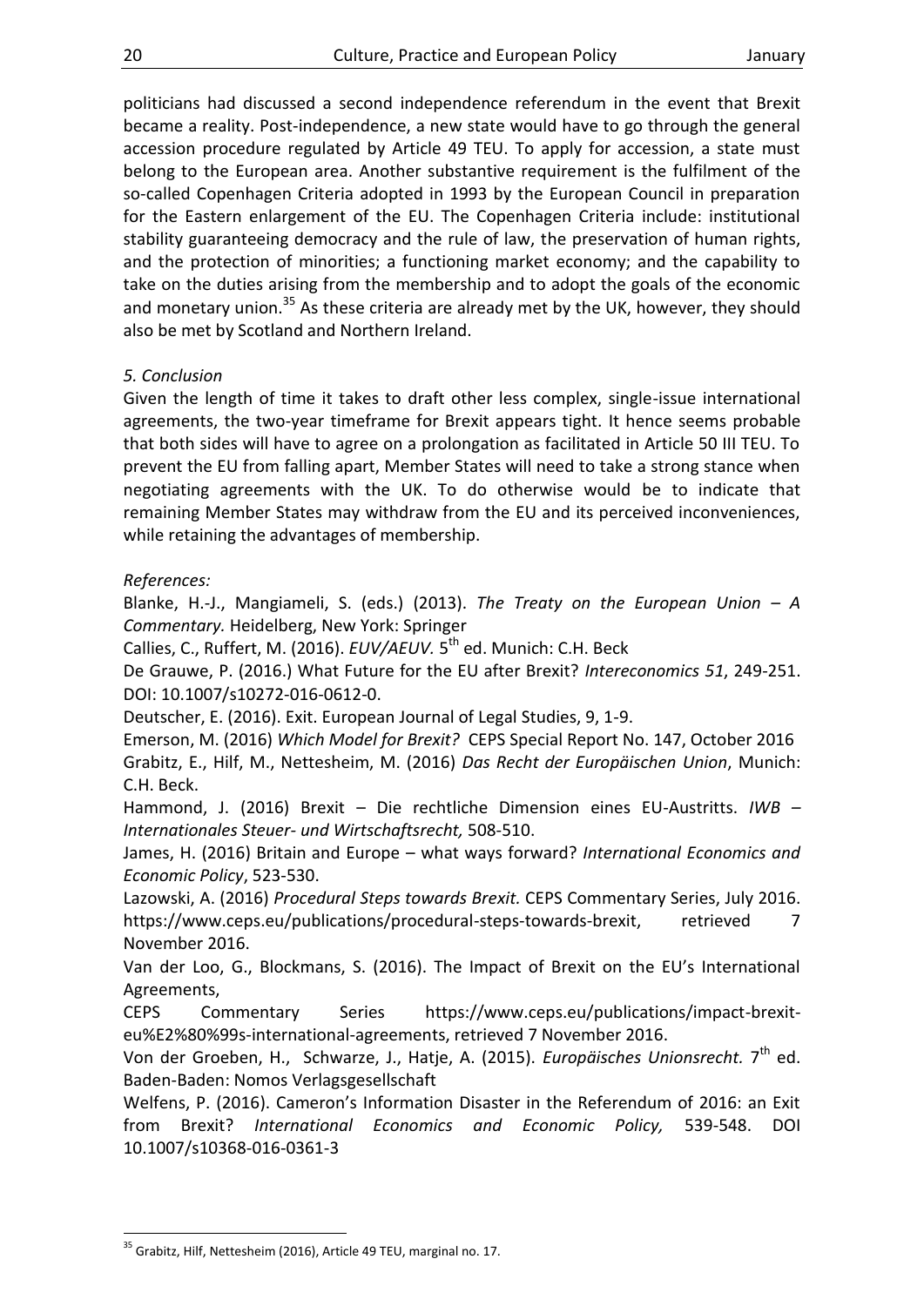politicians had discussed a second independence referendum in the event that Brexit became a reality. Post-independence, a new state would have to go through the general accession procedure regulated by Article 49 TEU. To apply for accession, a state must belong to the European area. Another substantive requirement is the fulfilment of the so-called Copenhagen Criteria adopted in 1993 by the European Council in preparation for the Eastern enlargement of the EU. The Copenhagen Criteria include: institutional stability guaranteeing democracy and the rule of law, the preservation of human rights, and the protection of minorities; a functioning market economy; and the capability to take on the duties arising from the membership and to adopt the goals of the economic and monetary union.[35] As these criteria are already met by the UK, however, they should also be met by Scotland and Northern Ireland.

*5. Conclusion*

Given the length of time it takes to draft other less complex, single-issue international agreements, the two-year timeframe for Brexit appears tight. It hence seems probable that both sides will have to agree on a prolongation as facilitated in Article 50 III TEU. To prevent the EU from falling apart, Member States will need to take a strong stance when negotiating agreements with the UK. To do otherwise would be to indicate that remaining Member States may withdraw from the EU and its perceived inconveniences, while retaining the advantages of membership.

*References:*

Blanke, H.-J., Mangiameli, S. (eds.) (2013). *The Treaty on the European Union – A Commentary.* Heidelberg, New York: Springer

Callies, C., Ruffert, M. (2016). *EUV/AEUV.* 5th ed. Munich: C.H. Beck

De Grauwe, P. (2016.) What Future for the EU after Brexit? *Intereconomics 51*, 249-251. DOI: 10.1007/s10272-016-0612-0.

Deutscher, E. (2016). Exit. European Journal of Legal Studies, 9, 1-9.

Emerson, M. (2016) *Which Model for Brexit?* CEPS Special Report No. 147, October 2016

Grabitz, E., Hilf, M., Nettesheim, M. (2016) *Das Recht der Europäischen Union*, Munich: C.H. Beck.

Hammond, J. (2016) Brexit – Die rechtliche Dimension eines EU-Austritts. *IWB – Internationales Steuer- und Wirtschaftsrecht,* 508-510.

James, H. (2016) Britain and Europe – what ways forward? *International Economics and Economic Policy*, 523-530.

Lazowski, A. (2016) *Procedural Steps towards Brexit.* CEPS Commentary Series, July 2016. https://www.ceps.eu/publications/procedural-steps-towards-brexit, retrieved 7 November 2016.

Van der Loo, G., Blockmans, S. (2016). The Impact of Brexit on the EU's International Agreements,
CEPS Commentary Series https://www.ceps.eu/publications/impact-brexit-eu%E2%80%99s-international-agreements, retrieved 7 November 2016.

Von der Groeben, H., Schwarze, J., Hatje, A. (2015). *Europäisches Unionsrecht.* 7th ed. Baden-Baden: Nomos Verlagsgesellschaft

Welfens, P. (2016). Cameron's Information Disaster in the Referendum of 2016: an Exit from Brexit? *International Economics and Economic Policy,* 539-548. DOI 10.1007/s10368-016-0361-3

[35] Grabitz, Hilf, Nettesheim (2016), Article 49 TEU, marginal no. 17.